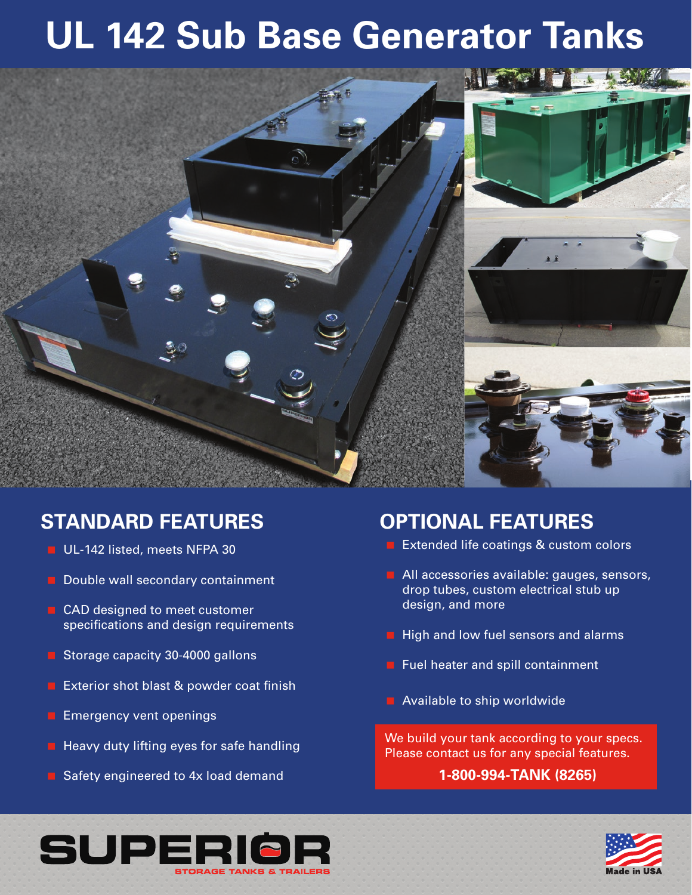# UL 142 Sub Base Generator Tanks

## STANDARD FEATURES

- UL-142 listed, meets NFPA 30
- Double wall secondary containment
- CAD designed to meet customer specifications and design requirements
- Storage capacity 30-4000 gallons
- Exterior shot blast & powder coat finish
- Emergency vent openings
- Heavy duty lifting eyes for safe handling
- Safety engineered to 4x load demand

## OPTIONAL FEATURES

- Extended life coatings & custom colors
- All accessories available: gauges, sensors, drop tubes, custom electrical stub up design, and more
- High and low fuel sensors and alarms
- Fuel heater and spill containment
- Available to ship worldwide

We build your tank according to your specs. Please contact us for any special features.

**1-800-994-TANK (8265)**

SUPERIOR
STORAGE TANKS & TRAILERS

Made in USA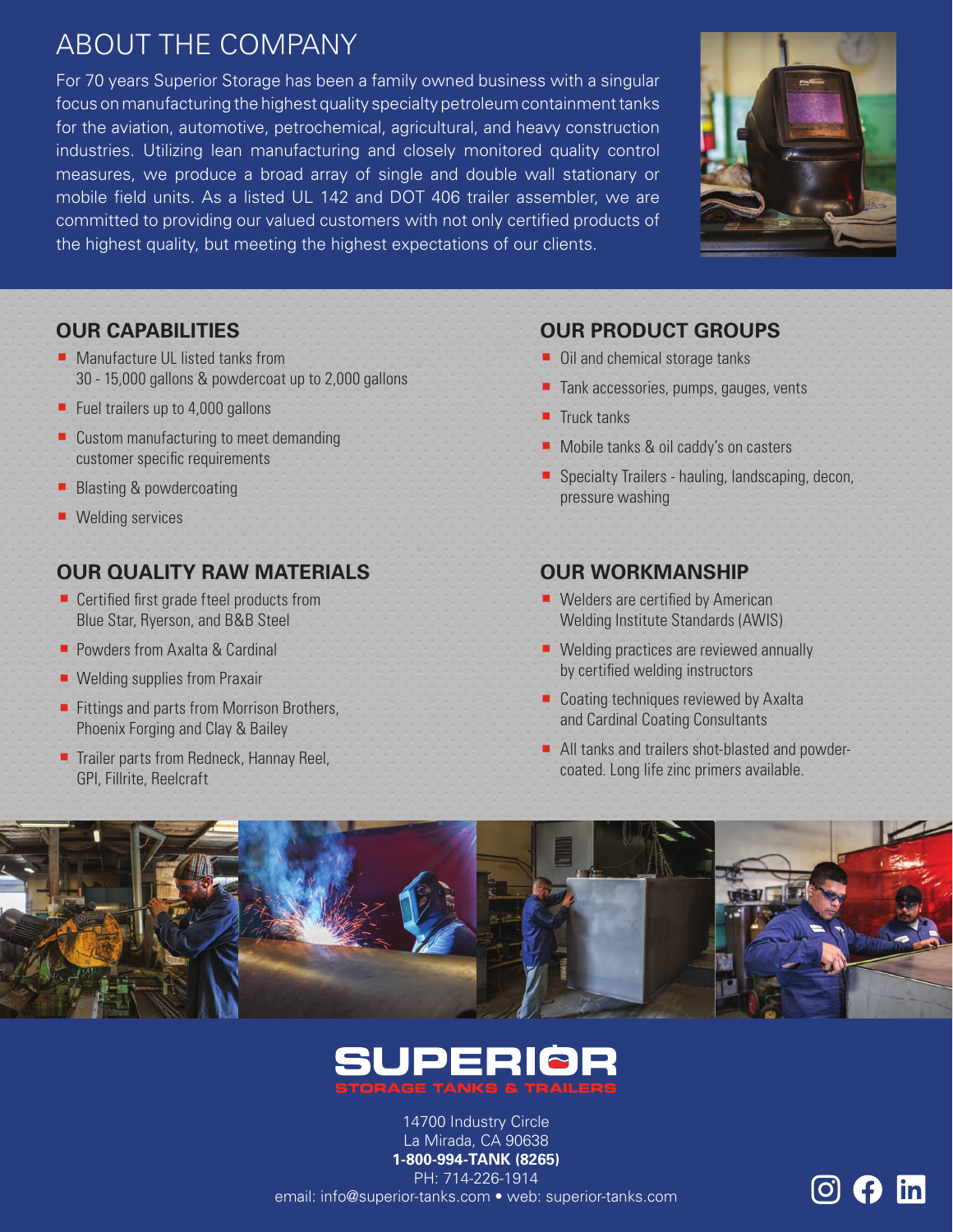# ABOUT THE COMPANY

For 70 years Superior Storage has been a family owned business with a singular focus on manufacturing the highest quality specialty petroleum containment tanks for the aviation, automotive, petrochemical, agricultural, and heavy construction industries. Utilizing lean manufacturing and closely monitored quality control measures, we produce a broad array of single and double wall stationary or mobile field units. As a listed UL 142 and DOT 406 trailer assembler, we are committed to providing our valued customers with not only certified products of the highest quality, but meeting the highest expectations of our clients.

## OUR CAPABILITIES

- Manufacture UL listed tanks from 30 - 15,000 gallons & powdercoat up to 2,000 gallons
- Fuel trailers up to 4,000 gallons
- Custom manufacturing to meet demanding customer specific requirements
- Blasting & powdercoating
- Welding services

## OUR QUALITY RAW MATERIALS

- Certified first grade fteel products from Blue Star, Ryerson, and B&B Steel
- Powders from Axalta & Cardinal
- Welding supplies from Praxair
- Fittings and parts from Morrison Brothers, Phoenix Forging and Clay & Bailey
- Trailer parts from Redneck, Hannay Reel, GPI, Fillrite, Reelcraft

## OUR PRODUCT GROUPS

- Oil and chemical storage tanks
- Tank accessories, pumps, gauges, vents
- Truck tanks
- Mobile tanks & oil caddy's on casters
- Specialty Trailers - hauling, landscaping, decon, pressure washing

## OUR WORKMANSHIP

- Welders are certified by American Welding Institute Standards (AWIS)
- Welding practices are reviewed annually by certified welding instructors
- Coating techniques reviewed by Axalta and Cardinal Coating Consultants
- All tanks and trailers shot-blasted and powder-coated. Long life zinc primers available.

**SUPERIOR**
STORAGE TANKS & TRAILERS

14700 Industry Circle
La Mirada, CA 90638
**1-800-994-TANK (8265)**
PH: 714-226-1914
email: info@superior-tanks.com • web: superior-tanks.com